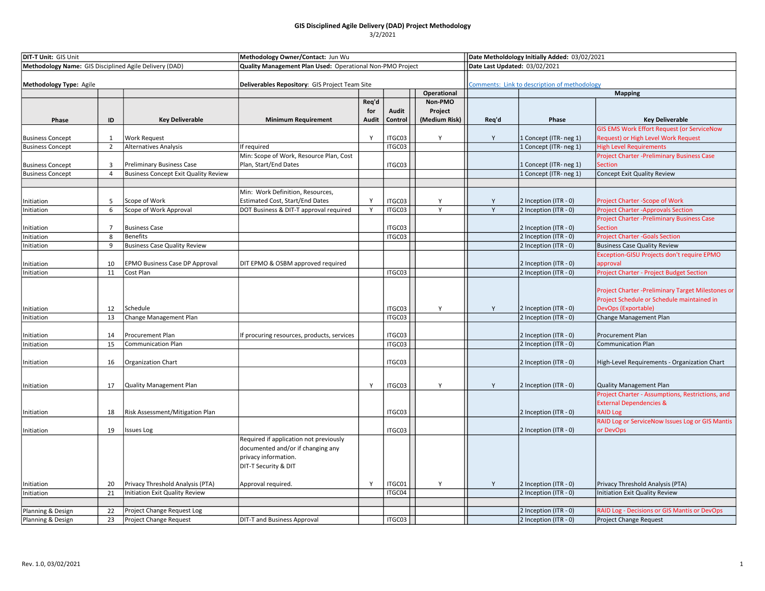# GIS Disciplined Agile Delivery (DAD) Project Methodology

3/2/2021

| DIT-T Unit: GIS Unit | | | Methodology Owner/Contact: Jun Wu | | | | | Date Metholdology Initially Added: 03/02/2021 | | |
|---|---|---|---|---|---|---|---|---|---|---|
| **Methodology Name:** GIS Disciplined Agile Delivery (DAD) | | | **Quality Management Plan Used:** Operational Non-PMO Project | | | | | **Date Last Updated:** 03/02/2021 | | |
| **Methodology Type:** Agile | | | **Deliverables Repository:** GIS Project Team Site | | | | | Comments: Link to description of methodology | | |
| | | | | | | | Operational | | Mapping | |
| **Phase** | **ID** | **Key Deliverable** | **Minimum Requirement** | **Req'd for Audit** | **Audit Control** | | **Non-PMO Project (Medium Risk)** | **Req'd** | **Phase** | **Key Deliverable** |
| Business Concept | 1 | Work Request | | Y | ITGC03 | | Y | Y | 1 Concept (ITR- neg 1) | GIS EMS Work Effort Request (or ServiceNow Request) or High Level Work Request |
| Business Concept | 2 | Alternatives Analysis | If required | | ITGC03 | | | | 1 Concept (ITR- neg 1) | High Level Requirements |
| Business Concept | 3 | Preliminary Business Case | Min: Scope of Work, Resource Plan, Cost Plan, Start/End Dates | | ITGC03 | | | | 1 Concept (ITR- neg 1) | Project Charter -Preliminary Business Case Section |
| Business Concept | 4 | Business Concept Exit Quality Review | | | | | | | 1 Concept (ITR- neg 1) | Concept Exit Quality Review |
| | | | | | | | | | | |
| Initiation | 5 | Scope of Work | Min: Work Definition, Resources, Estimated Cost, Start/End Dates | Y | ITGC03 | | Y | Y | 2 Inception (ITR - 0) | Project Charter -Scope of Work |
| Initiation | 6 | Scope of Work Approval | DOT Business & DIT-T approval required | Y | ITGC03 | | Y | Y | 2 Inception (ITR - 0) | Project Charter -Approvals Section |
| Initiation | 7 | Business Case | | | ITGC03 | | | | 2 Inception (ITR - 0) | Project Charter -Preliminary Business Case Section |
| Initiation | 8 | Benefits | | | ITGC03 | | | | 2 Inception (ITR - 0) | Project Charter -Goals Section |
| Initiation | 9 | Business Case Quality Review | | | | | | | 2 Inception (ITR - 0) | Business Case Quality Review |
| Initiation | 10 | EPMO Business Case DP Approval | DIT EPMO & OSBM approved required | | | | | | 2 Inception (ITR - 0) | Exception-GISU Projects don't require EPMO approval |
| Initiation | 11 | Cost Plan | | | ITGC03 | | | | 2 Inception (ITR - 0) | Project Charter - Project Budget Section |
| Initiation | 12 | Schedule | | | ITGC03 | | Y | Y | 2 Inception (ITR - 0) | Project Charter -Preliminary Target Milestones or Project Schedule or Schedule maintained in DevOps (Exportable) |
| Initiation | 13 | Change Management Plan | | | ITGC03 | | | | 2 Inception (ITR - 0) | Change Management Plan |
| Initiation | 14 | Procurement Plan | If procuring resources, products, services | | ITGC03 | | | | 2 Inception (ITR - 0) | Procurement Plan |
| Initiation | 15 | Communication Plan | | | ITGC03 | | | | 2 Inception (ITR - 0) | Communication Plan |
| Initiation | 16 | Organization Chart | | | ITGC03 | | | | 2 Inception (ITR - 0) | High-Level Requirements - Organization Chart |
| Initiation | 17 | Quality Management Plan | | Y | ITGC03 | | Y | Y | 2 Inception (ITR - 0) | Quality Management Plan |
| Initiation | 18 | Risk Assessment/Mitigation Plan | | | ITGC03 | | | | 2 Inception (ITR - 0) | Project Charter - Assumptions, Restrictions, and External Dependencies & RAID Log |
| Initiation | 19 | Issues Log | | | ITGC03 | | | | 2 Inception (ITR - 0) | RAID Log or ServiceNow Issues Log or GIS Mantis or DevOps |
| Initiation | 20 | Privacy Threshold Analysis (PTA) | Required if application not previously documented and/or if changing any privacy information. DIT-T Security & DIT Approval required. | Y | ITGC01 | | Y | Y | 2 Inception (ITR - 0) | Privacy Threshold Analysis (PTA) |
| Initiation | 21 | Initiation Exit Quality Review | | | ITGC04 | | | | 2 Inception (ITR - 0) | Initiation Exit Quality Review |
| | | | | | | | | | | |
| Planning & Design | 22 | Project Change Request Log | | | | | | | 2 Inception (ITR - 0) | RAID Log - Decisions or GIS Mantis or DevOps |
| Planning & Design | 23 | Project Change Request | DIT-T and Business Approval | | ITGC03 | | | | 2 Inception (ITR - 0) | Project Change Request |

Rev. 1.0, 03/02/2021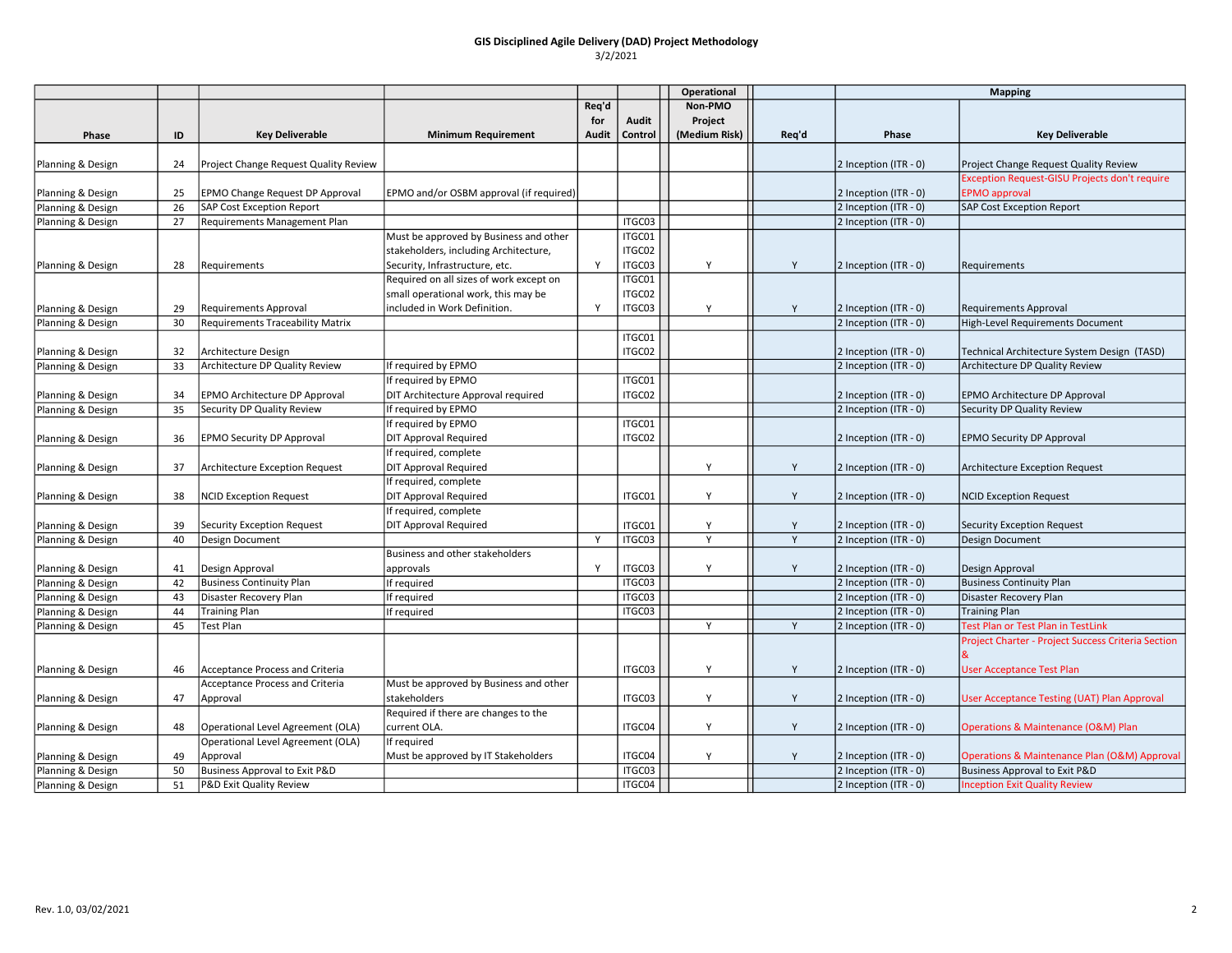**GIS Disciplined Agile Delivery (DAD) Project Methodology**
3/2/2021

| Phase | ID | Key Deliverable | Minimum Requirement | Req'd for Audit | Audit Control | Operational Non-PMO Project (Medium Risk) | Req'd | Mapping Phase | Mapping Key Deliverable |
|---|---|---|---|---|---|---|---|---|---|
| Planning & Design | 24 | Project Change Request Quality Review | | | | | | 2 Inception (ITR - 0) | Project Change Request Quality Review |
| Planning & Design | 25 | EPMO Change Request DP Approval | EPMO and/or OSBM approval (if required) | | | | | 2 Inception (ITR - 0) | Exception Request-GISU Projects don't require EPMO approval |
| Planning & Design | 26 | SAP Cost Exception Report | | | | | | 2 Inception (ITR - 0) | SAP Cost Exception Report |
| Planning & Design | 27 | Requirements Management Plan | | | ITGC03 | | | 2 Inception (ITR - 0) | |
| Planning & Design | 28 | Requirements | Must be approved by Business and other stakeholders, including Architecture, Security, Infrastructure, etc. | Y | ITGC01 ITGC02 ITGC03 | Y | Y | 2 Inception (ITR - 0) | Requirements |
| Planning & Design | 29 | Requirements Approval | Required on all sizes of work except on small operational work, this may be included in Work Definition. | Y | ITGC01 ITGC02 ITGC03 | Y | Y | 2 Inception (ITR - 0) | Requirements Approval |
| Planning & Design | 30 | Requirements Traceability Matrix | | | | | | 2 Inception (ITR - 0) | High-Level Requirements Document |
| Planning & Design | 32 | Architecture Design | | | ITGC01 ITGC02 | | | 2 Inception (ITR - 0) | Technical Architecture System Design (TASD) |
| Planning & Design | 33 | Architecture DP Quality Review | If required by EPMO | | | | | 2 Inception (ITR - 0) | Architecture DP Quality Review |
| Planning & Design | 34 | EPMO Architecture DP Approval | If required by EPMO DIT Architecture Approval required | | ITGC01 ITGC02 | | | 2 Inception (ITR - 0) | EPMO Architecture DP Approval |
| Planning & Design | 35 | Security DP Quality Review | If required by EPMO | | | | | 2 Inception (ITR - 0) | Security DP Quality Review |
| Planning & Design | 36 | EPMO Security DP Approval | If required by EPMO DIT Approval Required | | ITGC01 ITGC02 | | | 2 Inception (ITR - 0) | EPMO Security DP Approval |
| Planning & Design | 37 | Architecture Exception Request | If required, complete DIT Approval Required | | | Y | Y | 2 Inception (ITR - 0) | Architecture Exception Request |
| Planning & Design | 38 | NCID Exception Request | If required, complete DIT Approval Required | | ITGC01 | Y | Y | 2 Inception (ITR - 0) | NCID Exception Request |
| Planning & Design | 39 | Security Exception Request | If required, complete DIT Approval Required | | ITGC01 | Y | Y | 2 Inception (ITR - 0) | Security Exception Request |
| Planning & Design | 40 | Design Document | | Y | ITGC03 | Y | Y | 2 Inception (ITR - 0) | Design Document |
| Planning & Design | 41 | Design Approval | Business and other stakeholders approvals | Y | ITGC03 | Y | Y | 2 Inception (ITR - 0) | Design Approval |
| Planning & Design | 42 | Business Continuity Plan | If required | | ITGC03 | | | 2 Inception (ITR - 0) | Business Continuity Plan |
| Planning & Design | 43 | Disaster Recovery Plan | If required | | ITGC03 | | | 2 Inception (ITR - 0) | Disaster Recovery Plan |
| Planning & Design | 44 | Training Plan | If required | | ITGC03 | | | 2 Inception (ITR - 0) | Training Plan |
| Planning & Design | 45 | Test Plan | | | | Y | Y | 2 Inception (ITR - 0) | Test Plan or Test Plan in TestLink |
| Planning & Design | 46 | Acceptance Process and Criteria | | | ITGC03 | Y | Y | 2 Inception (ITR - 0) | Project Charter - Project Success Criteria Section & User Acceptance Test Plan |
| Planning & Design | 47 | Acceptance Process and Criteria Approval | Must be approved by Business and other stakeholders | | ITGC03 | Y | Y | 2 Inception (ITR - 0) | User Acceptance Testing (UAT) Plan Approval |
| Planning & Design | 48 | Operational Level Agreement (OLA) | Required if there are changes to the current OLA. | | ITGC04 | Y | Y | 2 Inception (ITR - 0) | Operations & Maintenance (O&M) Plan |
| Planning & Design | 49 | Operational Level Agreement (OLA) Approval | If required Must be approved by IT Stakeholders | | ITGC04 | Y | Y | 2 Inception (ITR - 0) | Operations & Maintenance Plan (O&M) Approval |
| Planning & Design | 50 | Business Approval to Exit P&D | | | ITGC03 | | | 2 Inception (ITR - 0) | Business Approval to Exit P&D |
| Planning & Design | 51 | P&D Exit Quality Review | | | ITGC04 | | | 2 Inception (ITR - 0) | Inception Exit Quality Review |

Rev. 1.0, 03/02/2021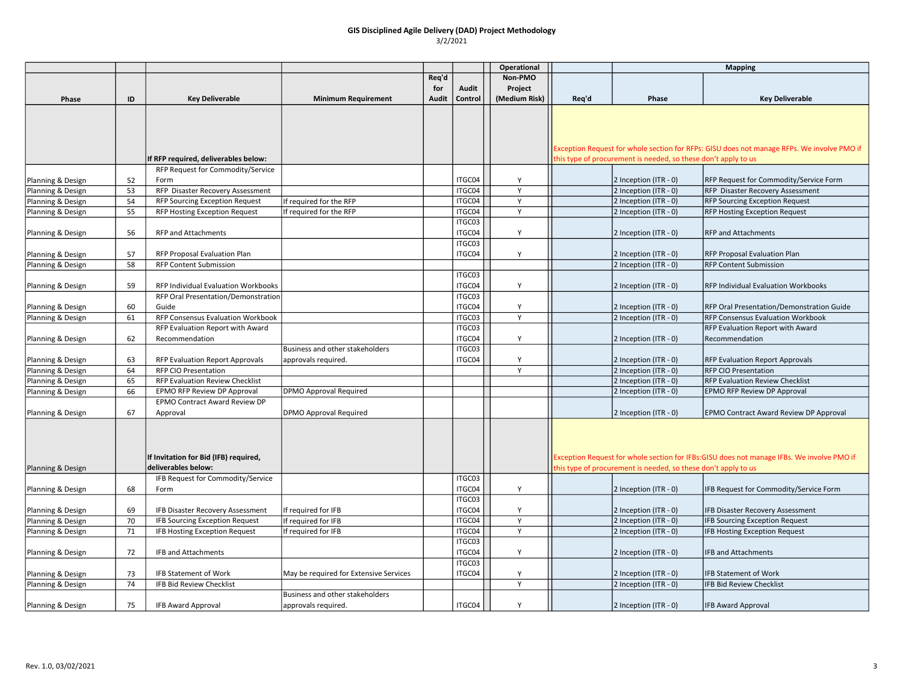# GIS Disciplined Agile Delivery (DAD) Project Methodology

3/2/2021

| Phase | ID | Key Deliverable | Minimum Requirement | Req'd for Audit | Audit Control | Operational Non-PMO Project (Medium Risk) | Req'd | Mapping Phase | Mapping Key Deliverable |
|---|---|---|---|---|---|---|---|---|---|
| | | **If RFP required, deliverables below:** | | | | | Exception Request for whole section for RFPs: GISU does not manage RFPs. We involve PMO if this type of procurement is needed, so these don't apply to us | | |
| Planning & Design | 52 | RFP Request for Commodity/Service Form | | | ITGC04 | Y | | 2 Inception (ITR - 0) | RFP Request for Commodity/Service Form |
| Planning & Design | 53 | RFP Disaster Recovery Assessment | | | ITGC04 | Y | | 2 Inception (ITR - 0) | RFP Disaster Recovery Assessment |
| Planning & Design | 54 | RFP Sourcing Exception Request | If required for the RFP | | ITGC04 | Y | | 2 Inception (ITR - 0) | RFP Sourcing Exception Request |
| Planning & Design | 55 | RFP Hosting Exception Request | If required for the RFP | | ITGC04 | Y | | 2 Inception (ITR - 0) | RFP Hosting Exception Request |
| Planning & Design | 56 | RFP and Attachments | | | ITGC03 ITGC04 | Y | | 2 Inception (ITR - 0) | RFP and Attachments |
| Planning & Design | 57 | RFP Proposal Evaluation Plan | | | ITGC03 ITGC04 | Y | | 2 Inception (ITR - 0) | RFP Proposal Evaluation Plan |
| Planning & Design | 58 | RFP Content Submission | | | | | | 2 Inception (ITR - 0) | RFP Content Submission |
| Planning & Design | 59 | RFP Individual Evaluation Workbooks | | | ITGC03 ITGC04 | Y | | 2 Inception (ITR - 0) | RFP Individual Evaluation Workbooks |
| Planning & Design | 60 | RFP Oral Presentation/Demonstration Guide | | | ITGC03 ITGC04 | Y | | 2 Inception (ITR - 0) | RFP Oral Presentation/Demonstration Guide |
| Planning & Design | 61 | RFP Consensus Evaluation Workbook | | | ITGC03 | Y | | 2 Inception (ITR - 0) | RFP Consensus Evaluation Workbook |
| Planning & Design | 62 | RFP Evaluation Report with Award Recommendation | | | ITGC03 ITGC04 | Y | | 2 Inception (ITR - 0) | RFP Evaluation Report with Award Recommendation |
| Planning & Design | 63 | RFP Evaluation Report Approvals | Business and other stakeholders approvals required. | | ITGC03 ITGC04 | Y | | 2 Inception (ITR - 0) | RFP Evaluation Report Approvals |
| Planning & Design | 64 | RFP CIO Presentation | | | | Y | | 2 Inception (ITR - 0) | RFP CIO Presentation |
| Planning & Design | 65 | RFP Evaluation Review Checklist | | | | | | 2 Inception (ITR - 0) | RFP Evaluation Review Checklist |
| Planning & Design | 66 | EPMO RFP Review DP Approval | DPMO Approval Required | | | | | 2 Inception (ITR - 0) | EPMO RFP Review DP Approval |
| Planning & Design | 67 | EPMO Contract Award Review DP Approval | DPMO Approval Required | | | | | 2 Inception (ITR - 0) | EPMO Contract Award Review DP Approval |
| Planning & Design | | **If Invitation for Bid (IFB) required, deliverables below:** | | | | | Exception Request for whole section for IFBs:GISU does not manage IFBs. We involve PMO if this type of procurement is needed, so these don't apply to us | | |
| Planning & Design | 68 | IFB Request for Commodity/Service Form | | | ITGC03 ITGC04 | Y | | 2 Inception (ITR - 0) | IFB Request for Commodity/Service Form |
| Planning & Design | 69 | IFB Disaster Recovery Assessment | If required for IFB | | ITGC03 ITGC04 | Y | | 2 Inception (ITR - 0) | IFB Disaster Recovery Assessment |
| Planning & Design | 70 | IFB Sourcing Exception Request | If required for IFB | | ITGC04 | Y | | 2 Inception (ITR - 0) | IFB Sourcing Exception Request |
| Planning & Design | 71 | IFB Hosting Exception Request | If required for IFB | | ITGC04 | Y | | 2 Inception (ITR - 0) | IFB Hosting Exception Request |
| Planning & Design | 72 | IFB and Attachments | | | ITGC03 ITGC04 | Y | | 2 Inception (ITR - 0) | IFB and Attachments |
| Planning & Design | 73 | IFB Statement of Work | May be required for Extensive Services | | ITGC03 ITGC04 | Y | | 2 Inception (ITR - 0) | IFB Statement of Work |
| Planning & Design | 74 | IFB Bid Review Checklist | | | | Y | | 2 Inception (ITR - 0) | IFB Bid Review Checklist |
| Planning & Design | 75 | IFB Award Approval | Business and other stakeholders approvals required. | | ITGC04 | Y | | 2 Inception (ITR - 0) | IFB Award Approval |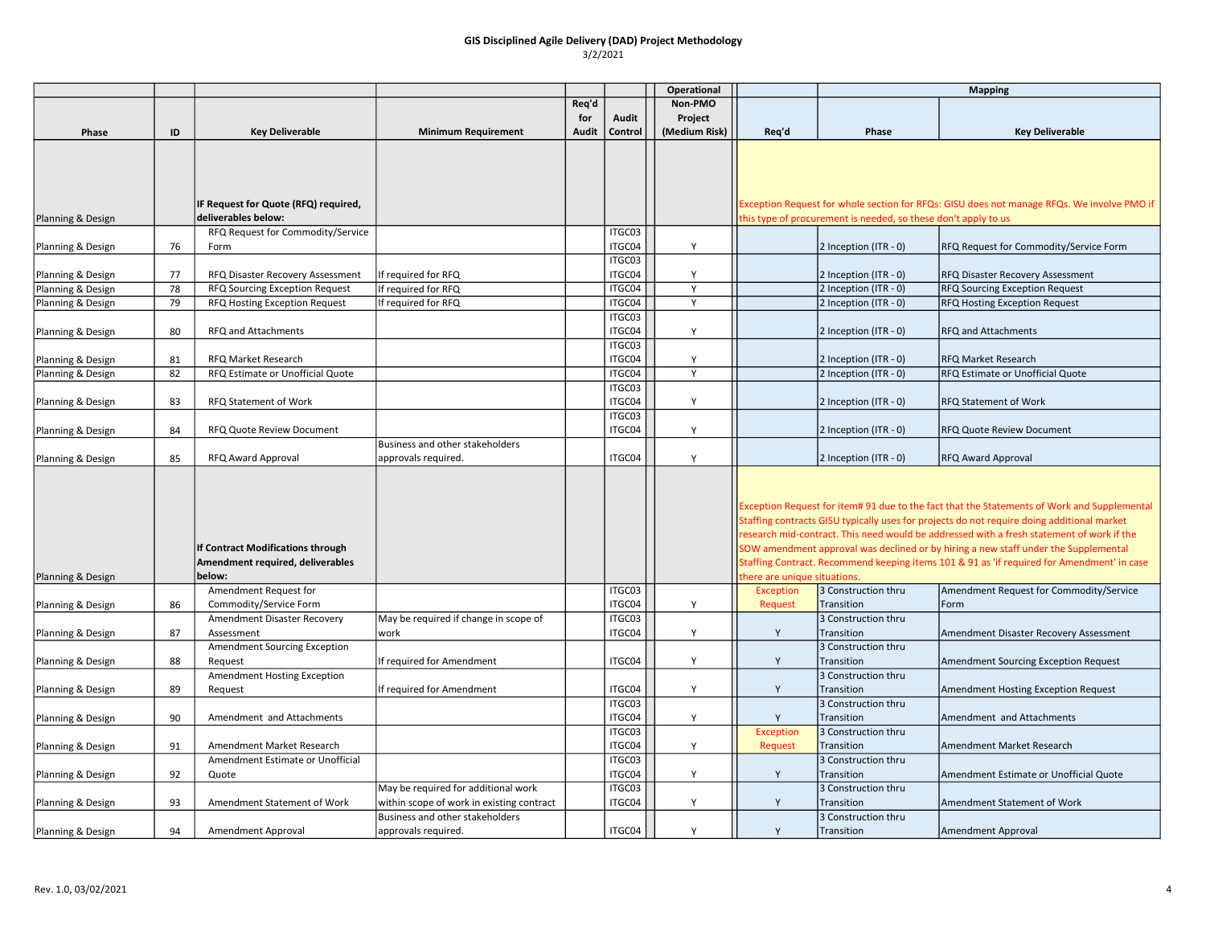# GIS Disciplined Agile Delivery (DAD) Project Methodology

3/2/2021

| Phase | ID | Key Deliverable | Minimum Requirement | Req'd for Audit | Audit Control | Operational Non-PMO Project (Medium Risk) | Mapping Req'd | Mapping Phase | Mapping Key Deliverable |
|---|---|---|---|---|---|---|---|---|---|
| Planning & Design | | **IF Request for Quote (RFQ) required, deliverables below:** | | | | | Exception Request for whole section for RFQs: GISU does not manage RFQs. We involve PMO if this type of procurement is needed, so these don't apply to us | | |
| Planning & Design | 76 | RFQ Request for Commodity/Service Form | | | ITGC03 ITGC04 | Y | | 2 Inception (ITR - 0) | RFQ Request for Commodity/Service Form |
| Planning & Design | 77 | RFQ Disaster Recovery Assessment | If required for RFQ | | ITGC03 ITGC04 | Y | | 2 Inception (ITR - 0) | RFQ Disaster Recovery Assessment |
| Planning & Design | 78 | RFQ Sourcing Exception Request | If required for RFQ | | ITGC04 | Y | | 2 Inception (ITR - 0) | RFQ Sourcing Exception Request |
| Planning & Design | 79 | RFQ Hosting Exception Request | If required for RFQ | | ITGC04 | Y | | 2 Inception (ITR - 0) | RFQ Hosting Exception Request |
| Planning & Design | 80 | RFQ and Attachments | | | ITGC03 ITGC04 | Y | | 2 Inception (ITR - 0) | RFQ and Attachments |
| Planning & Design | 81 | RFQ Market Research | | | ITGC03 ITGC04 | Y | | 2 Inception (ITR - 0) | RFQ Market Research |
| Planning & Design | 82 | RFQ Estimate or Unofficial Quote | | | ITGC04 | Y | | 2 Inception (ITR - 0) | RFQ Estimate or Unofficial Quote |
| Planning & Design | 83 | RFQ Statement of Work | | | ITGC03 ITGC04 | Y | | 2 Inception (ITR - 0) | RFQ Statement of Work |
| Planning & Design | 84 | RFQ Quote Review Document | | | ITGC03 ITGC04 | Y | | 2 Inception (ITR - 0) | RFQ Quote Review Document |
| Planning & Design | 85 | RFQ Award Approval | Business and other stakeholders approvals required. | | ITGC04 | Y | | 2 Inception (ITR - 0) | RFQ Award Approval |
| Planning & Design | | **If Contract Modifications through Amendment required, deliverables below:** | | | | | Exception Request for item# 91 due to the fact that the Statements of Work and Supplemental Staffing contracts GISU typically uses for projects do not require doing additional market research mid-contract. This need would be addressed with a fresh statement of work if the SOW amendment approval was declined or by hiring a new staff under the Supplemental Staffing Contract. Recommend keeping items 101 & 91 as 'if required for Amendment' in case there are unique situations. | | |
| Planning & Design | 86 | Amendment Request for Commodity/Service Form | | | ITGC03 ITGC04 | Y | Exception Request | 3 Construction thru Transition | Amendment Request for Commodity/Service Form |
| Planning & Design | 87 | Amendment Disaster Recovery Assessment | May be required if change in scope of work | | ITGC03 ITGC04 | Y | Y | 3 Construction thru Transition | Amendment Disaster Recovery Assessment |
| Planning & Design | 88 | Amendment Sourcing Exception Request | If required for Amendment | | ITGC04 | Y | Y | 3 Construction thru Transition | Amendment Sourcing Exception Request |
| Planning & Design | 89 | Amendment Hosting Exception Request | If required for Amendment | | ITGC04 | Y | Y | 3 Construction thru Transition | Amendment Hosting Exception Request |
| Planning & Design | 90 | Amendment and Attachments | | | ITGC03 ITGC04 | Y | Y | 3 Construction thru Transition | Amendment and Attachments |
| Planning & Design | 91 | Amendment Market Research | | | ITGC03 ITGC04 | Y | Exception Request | 3 Construction thru Transition | Amendment Market Research |
| Planning & Design | 92 | Amendment Estimate or Unofficial Quote | | | ITGC03 ITGC04 | Y | Y | 3 Construction thru Transition | Amendment Estimate or Unofficial Quote |
| Planning & Design | 93 | Amendment Statement of Work | May be required for additional work within scope of work in existing contract | | ITGC03 ITGC04 | Y | Y | 3 Construction thru Transition | Amendment Statement of Work |
| Planning & Design | 94 | Amendment Approval | Business and other stakeholders approvals required. | | ITGC04 | Y | Y | 3 Construction thru Transition | Amendment Approval |

Rev. 1.0, 03/02/2021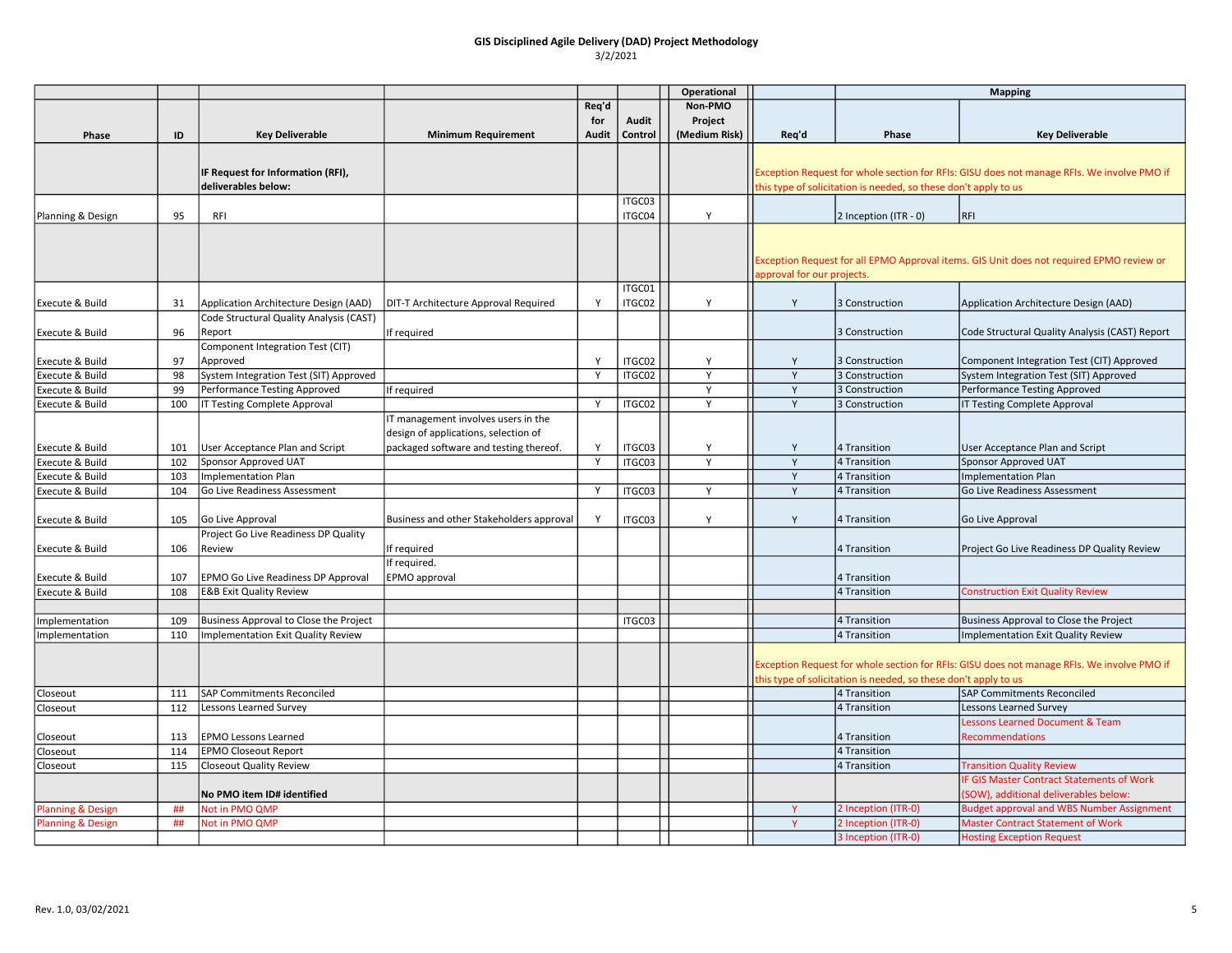# GIS Disciplined Agile Delivery (DAD) Project Methodology

3/2/2021

| Phase | ID | Key Deliverable | Minimum Requirement | Req'd for Audit | Audit Control | Operational Non-PMO Project (Medium Risk) | Req'd | Mapping Phase | Mapping Key Deliverable |
|---|---|---|---|---|---|---|---|---|---|
| | | IF Request for Information (RFI), deliverables below: | | | | | Exception Request for whole section for RFIs: GISU does not manage RFIs. We involve PMO if this type of solicitation is needed, so these don't apply to us | | |
| Planning & Design | 95 | RFI | | | ITGC03 ITGC04 | Y | | 2 Inception (ITR - 0) | RFI |
| | | | | | | | Exception Request for all EPMO Approval items. GIS Unit does not required EPMO review or approval for our projects. | | |
| Execute & Build | 31 | Application Architecture Design (AAD) | DIT-T Architecture Approval Required | Y | ITGC01 ITGC02 | Y | Y | 3 Construction | Application Architecture Design (AAD) |
| Execute & Build | 96 | Code Structural Quality Analysis (CAST) Report | If required | | | | | 3 Construction | Code Structural Quality Analysis (CAST) Report |
| Execute & Build | 97 | Component Integration Test (CIT) Approved | | Y | ITGC02 | Y | Y | 3 Construction | Component Integration Test (CIT) Approved |
| Execute & Build | 98 | System Integration Test (SIT) Approved | | Y | ITGC02 | Y | Y | 3 Construction | System Integration Test (SIT) Approved |
| Execute & Build | 99 | Performance Testing Approved | If required | | | Y | Y | 3 Construction | Performance Testing Approved |
| Execute & Build | 100 | IT Testing Complete Approval | | Y | ITGC02 | Y | Y | 3 Construction | IT Testing Complete Approval |
| Execute & Build | 101 | User Acceptance Plan and Script | IT management involves users in the design of applications, selection of packaged software and testing thereof. | Y | ITGC03 | Y | Y | 4 Transition | User Acceptance Plan and Script |
| Execute & Build | 102 | Sponsor Approved UAT | | Y | ITGC03 | Y | Y | 4 Transition | Sponsor Approved UAT |
| Execute & Build | 103 | Implementation Plan | | | | | Y | 4 Transition | Implementation Plan |
| Execute & Build | 104 | Go Live Readiness Assessment | | Y | ITGC03 | Y | Y | 4 Transition | Go Live Readiness Assessment |
| Execute & Build | 105 | Go Live Approval | Business and other Stakeholders approval | Y | ITGC03 | Y | Y | 4 Transition | Go Live Approval |
| Execute & Build | 106 | Project Go Live Readiness DP Quality Review | If required | | | | | 4 Transition | Project Go Live Readiness DP Quality Review |
| Execute & Build | 107 | EPMO Go Live Readiness DP Approval | If required. EPMO approval | | | | | 4 Transition | |
| Execute & Build | 108 | E&B Exit Quality Review | | | | | | 4 Transition | Construction Exit Quality Review |
| | | | | | | | | | |
| Implementation | 109 | Business Approval to Close the Project | | | ITGC03 | | | 4 Transition | Business Approval to Close the Project |
| Implementation | 110 | Implementation Exit Quality Review | | | | | | 4 Transition | Implementation Exit Quality Review |
| | | | | | | | Exception Request for whole section for RFIs: GISU does not manage RFIs. We involve PMO if this type of solicitation is needed, so these don't apply to us | | |
| Closeout | 111 | SAP Commitments Reconciled | | | | | | 4 Transition | SAP Commitments Reconciled |
| Closeout | 112 | Lessons Learned Survey | | | | | | 4 Transition | Lessons Learned Survey |
| Closeout | 113 | EPMO Lessons Learned | | | | | | 4 Transition | Lessons Learned Document & Team Recommendations |
| Closeout | 114 | EPMO Closeout Report | | | | | | 4 Transition | |
| Closeout | 115 | Closeout Quality Review | | | | | | 4 Transition | Transition Quality Review |
| | | No PMO item ID# identified | | | | | | | IF GIS Master Contract Statements of Work (SOW), additional deliverables below: |
| Planning & Design | ## | Not in PMO QMP | | | | | Y | 2 Inception (ITR-0) | Budget approval and WBS Number Assignment |
| Planning & Design | ## | Not in PMO QMP | | | | | Y | 2 Inception (ITR-0) | Master Contract Statement of Work |
| | | | | | | | | 3 Inception (ITR-0) | Hosting Exception Request |

Rev. 1.0, 03/02/2021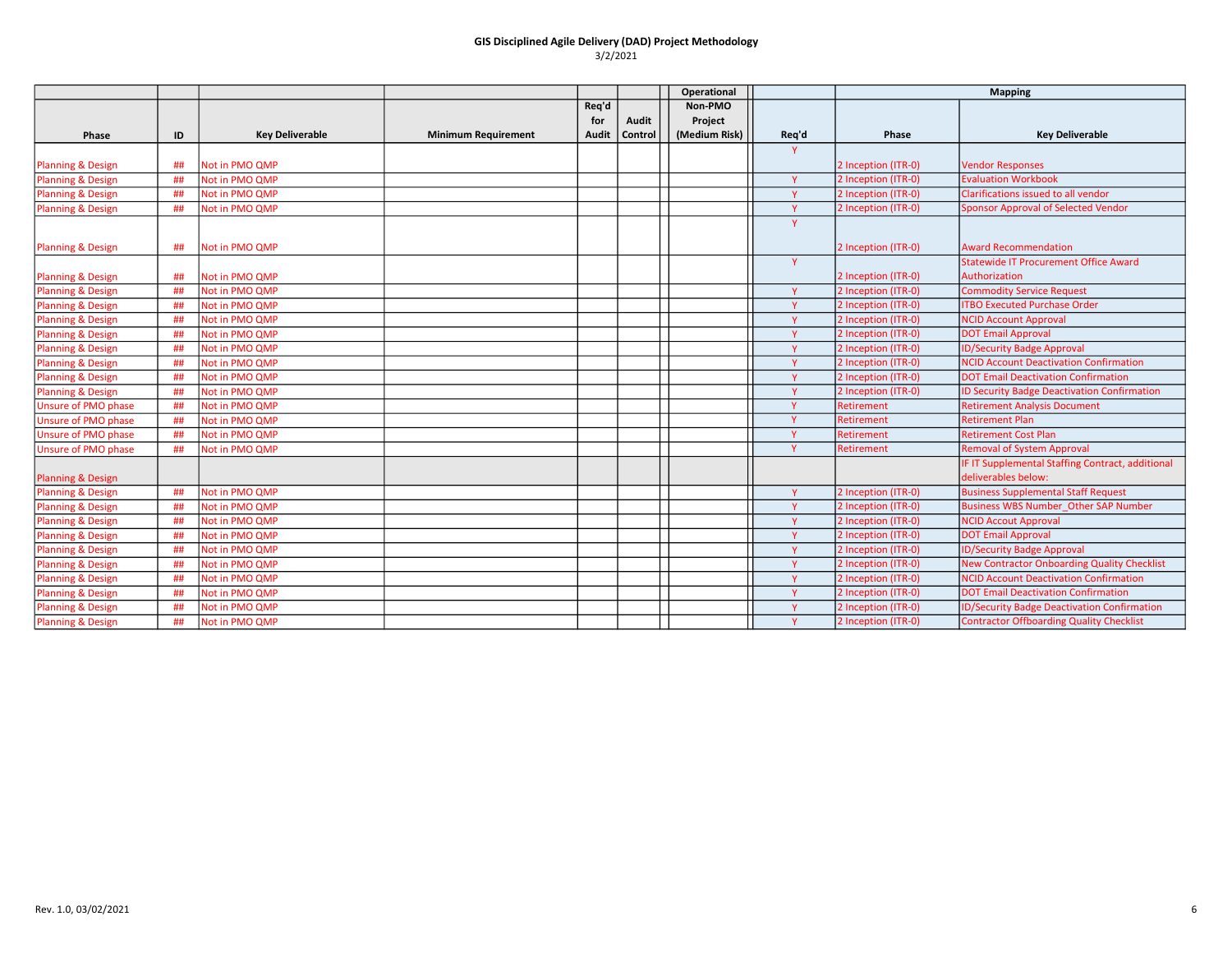**GIS Disciplined Agile Delivery (DAD) Project Methodology**
3/2/2021

| | | | | | | Operational | | Mapping | |
|---|---|---|---|---|---|---|---|---|---|
| Phase | ID | Key Deliverable | Minimum Requirement | Req'd for Audit | Audit Control | Non-PMO Project (Medium Risk) | Req'd | Phase | Key Deliverable |
| Planning & Design | ## | Not in PMO QMP | | | | | Y | 2 Inception (ITR-0) | Vendor Responses |
| Planning & Design | ## | Not in PMO QMP | | | | | Y | 2 Inception (ITR-0) | Evaluation Workbook |
| Planning & Design | ## | Not in PMO QMP | | | | | Y | 2 Inception (ITR-0) | Clarifications issued to all vendor |
| Planning & Design | ## | Not in PMO QMP | | | | | Y | 2 Inception (ITR-0) | Sponsor Approval of Selected Vendor |
| Planning & Design | ## | Not in PMO QMP | | | | | Y | 2 Inception (ITR-0) | Award Recommendation |
| Planning & Design | ## | Not in PMO QMP | | | | | Y | 2 Inception (ITR-0) | Statewide IT Procurement Office Award Authorization |
| Planning & Design | ## | Not in PMO QMP | | | | | Y | 2 Inception (ITR-0) | Commodity Service Request |
| Planning & Design | ## | Not in PMO QMP | | | | | Y | 2 Inception (ITR-0) | ITBO Executed Purchase Order |
| Planning & Design | ## | Not in PMO QMP | | | | | Y | 2 Inception (ITR-0) | NCID Account Approval |
| Planning & Design | ## | Not in PMO QMP | | | | | Y | 2 Inception (ITR-0) | DOT Email Approval |
| Planning & Design | ## | Not in PMO QMP | | | | | Y | 2 Inception (ITR-0) | ID/Security Badge Approval |
| Planning & Design | ## | Not in PMO QMP | | | | | Y | 2 Inception (ITR-0) | NCID Account Deactivation Confirmation |
| Planning & Design | ## | Not in PMO QMP | | | | | Y | 2 Inception (ITR-0) | DOT Email Deactivation Confirmation |
| Planning & Design | ## | Not in PMO QMP | | | | | Y | 2 Inception (ITR-0) | ID Security Badge Deactivation Confirmation |
| Unsure of PMO phase | ## | Not in PMO QMP | | | | | Y | Retirement | Retirement Analysis Document |
| Unsure of PMO phase | ## | Not in PMO QMP | | | | | Y | Retirement | Retirement Plan |
| Unsure of PMO phase | ## | Not in PMO QMP | | | | | Y | Retirement | Retirement Cost Plan |
| Unsure of PMO phase | ## | Not in PMO QMP | | | | | Y | Retirement | Removal of System Approval |
| Planning & Design | | | | | | | | | IF IT Supplemental Staffing Contract, additional deliverables below: |
| Planning & Design | ## | Not in PMO QMP | | | | | Y | 2 Inception (ITR-0) | Business Supplemental Staff Request |
| Planning & Design | ## | Not in PMO QMP | | | | | Y | 2 Inception (ITR-0) | Business WBS Number_Other SAP Number |
| Planning & Design | ## | Not in PMO QMP | | | | | Y | 2 Inception (ITR-0) | NCID Accout Approval |
| Planning & Design | ## | Not in PMO QMP | | | | | Y | 2 Inception (ITR-0) | DOT Email Approval |
| Planning & Design | ## | Not in PMO QMP | | | | | Y | 2 Inception (ITR-0) | ID/Security Badge Approval |
| Planning & Design | ## | Not in PMO QMP | | | | | Y | 2 Inception (ITR-0) | New Contractor Onboarding Quality Checklist |
| Planning & Design | ## | Not in PMO QMP | | | | | Y | 2 Inception (ITR-0) | NCID Account Deactivation Confirmation |
| Planning & Design | ## | Not in PMO QMP | | | | | Y | 2 Inception (ITR-0) | DOT Email Deactivation Confirmation |
| Planning & Design | ## | Not in PMO QMP | | | | | Y | 2 Inception (ITR-0) | ID/Security Badge Deactivation Confirmation |
| Planning & Design | ## | Not in PMO QMP | | | | | Y | 2 Inception (ITR-0) | Contractor Offboarding Quality Checklist |

Rev. 1.0, 03/02/2021